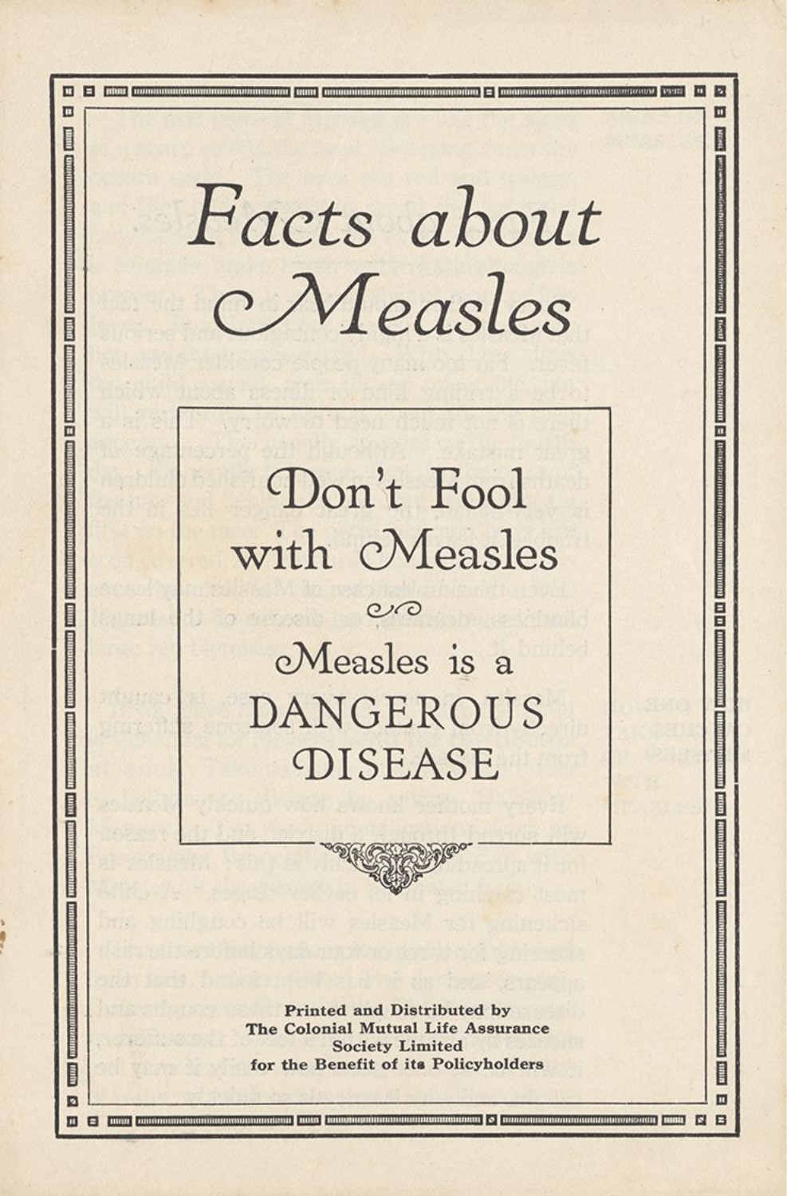# Facts about Measles

## Don't Fool with Measles

### Measles is a DANGEROUS DISEASE

**Printed and Distributed by**
**The Colonial Mutual Life Assurance Society Limited**
**for the Benefit of its Policyholders**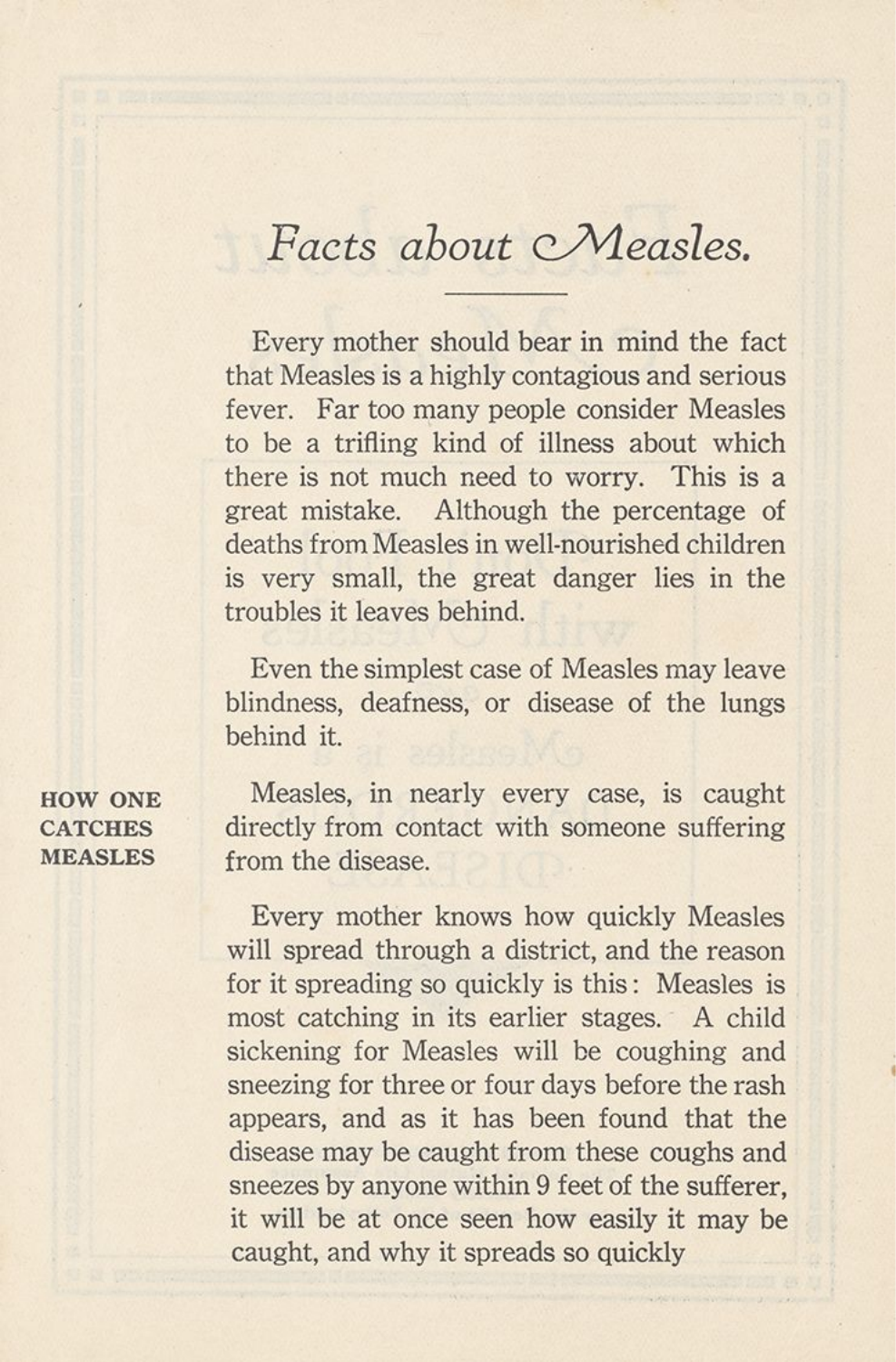# *Facts about Measles.*

---

Every mother should bear in mind the fact that Measles is a highly contagious and serious fever. Far too many people consider Measles to be a trifling kind of illness about which there is not much need to worry. This is a great mistake. Although the percentage of deaths from Measles in well-nourished children is very small, the great danger lies in the troubles it leaves behind.

Even the simplest case of Measles may leave blindness, deafness, or disease of the lungs behind it.

**HOW ONE CATCHES MEASLES**

Measles, in nearly every case, is caught directly from contact with someone suffering from the disease.

Every mother knows how quickly Measles will spread through a district, and the reason for it spreading so quickly is this: Measles is most catching in its earlier stages. A child sickening for Measles will be coughing and sneezing for three or four days before the rash appears, and as it has been found that the disease may be caught from these coughs and sneezes by anyone within 9 feet of the sufferer, it will be at once seen how easily it may be caught, and why it spreads so quickly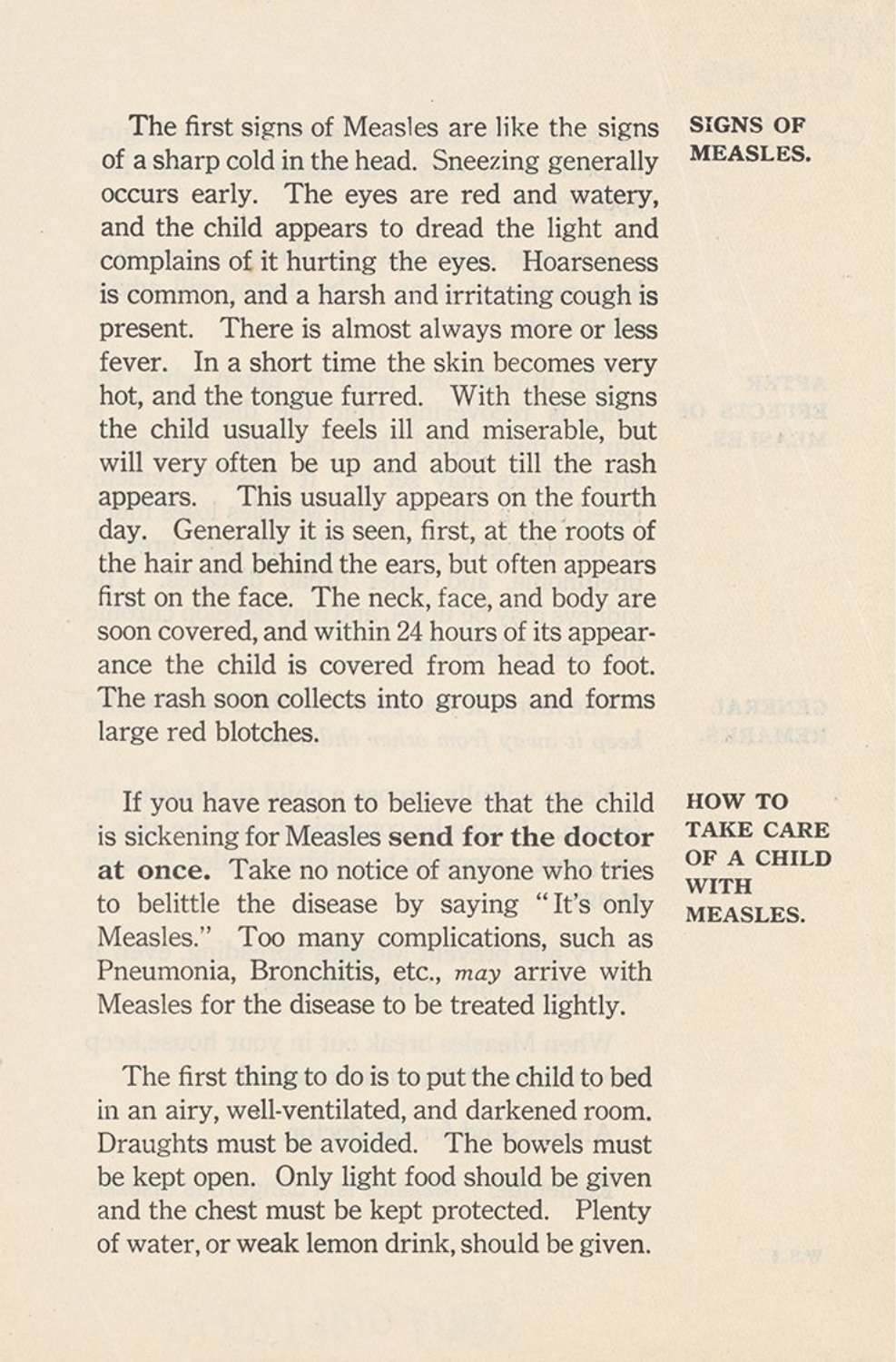## SIGNS OF MEASLES.

The first signs of Measles are like the signs of a sharp cold in the head. Sneezing generally occurs early. The eyes are red and watery, and the child appears to dread the light and complains of it hurting the eyes. Hoarseness is common, and a harsh and irritating cough is present. There is almost always more or less fever. In a short time the skin becomes very hot, and the tongue furred. With these signs the child usually feels ill and miserable, but will very often be up and about till the rash appears. This usually appears on the fourth day. Generally it is seen, first, at the roots of the hair and behind the ears, but often appears first on the face. The neck, face, and body are soon covered, and within 24 hours of its appearance the child is covered from head to foot. The rash soon collects into groups and forms large red blotches.

## HOW TO TAKE CARE OF A CHILD WITH MEASLES.

If you have reason to believe that the child is sickening for Measles **send for the doctor at once.** Take no notice of anyone who tries to belittle the disease by saying "It's only Measles." Too many complications, such as Pneumonia, Bronchitis, etc., *may* arrive with Measles for the disease to be treated lightly.

The first thing to do is to put the child to bed in an airy, well-ventilated, and darkened room. Draughts must be avoided. The bowels must be kept open. Only light food should be given and the chest must be kept protected. Plenty of water, or weak lemon drink, should be given.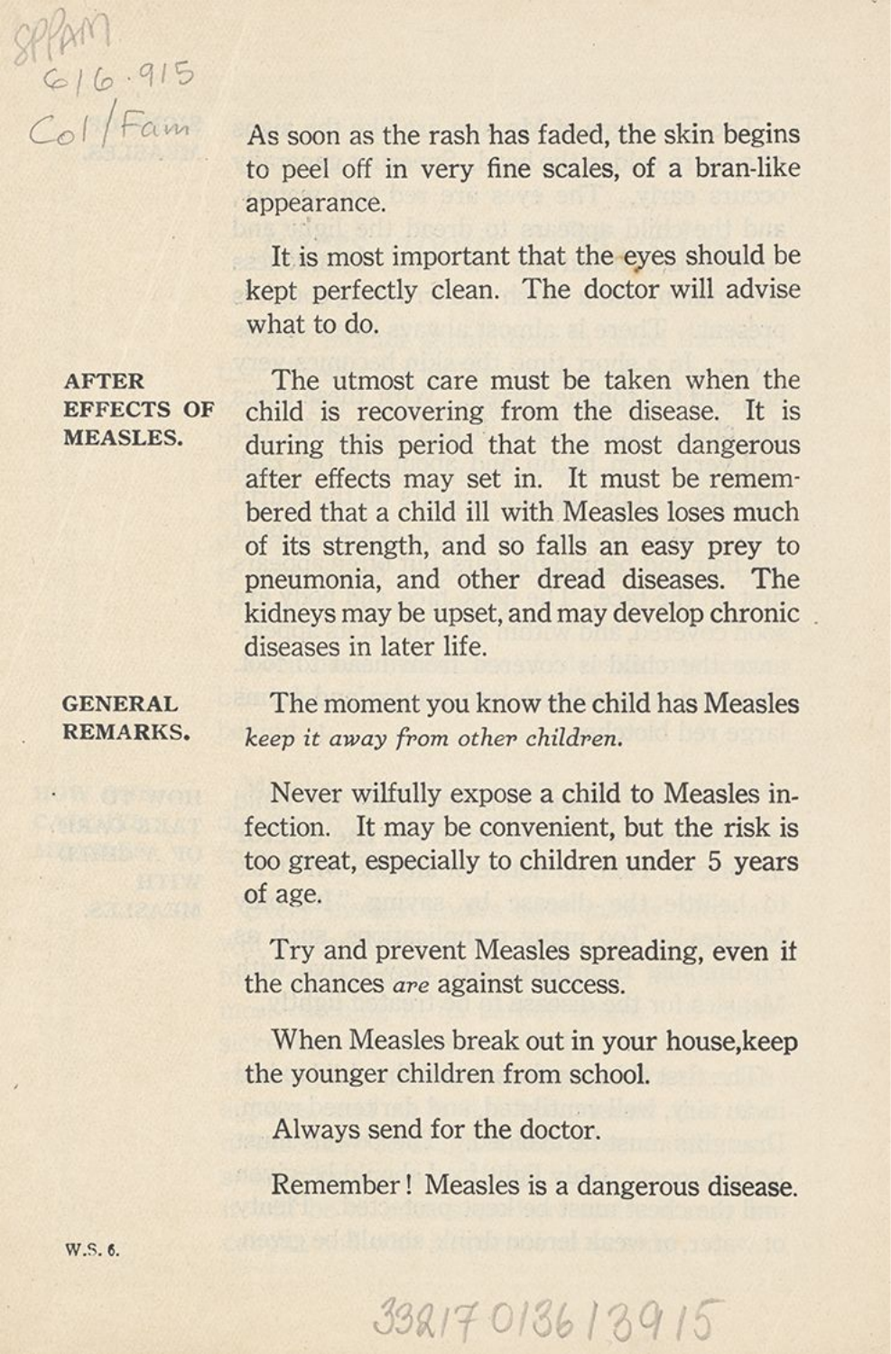As soon as the rash has faded, the skin begins to peel off in very fine scales, of a bran-like appearance.

It is most important that the eyes should be kept perfectly clean. The doctor will advise what to do.

**AFTER EFFECTS OF MEASLES.**

The utmost care must be taken when the child is recovering from the disease. It is during this period that the most dangerous after effects may set in. It must be remembered that a child ill with Measles loses much of its strength, and so falls an easy prey to pneumonia, and other dread diseases. The kidneys may be upset, and may develop chronic diseases in later life.

**GENERAL REMARKS.**

The moment you know the child has Measles *keep it away from other children.*

Never wilfully expose a child to Measles infection. It may be convenient, but the risk is too great, especially to children under 5 years of age.

Try and prevent Measles spreading, even if the chances *are* against success.

When Measles break out in your house, keep the younger children from school.

Always send for the doctor.

Remember! Measles is a dangerous disease.

W.S. 6.